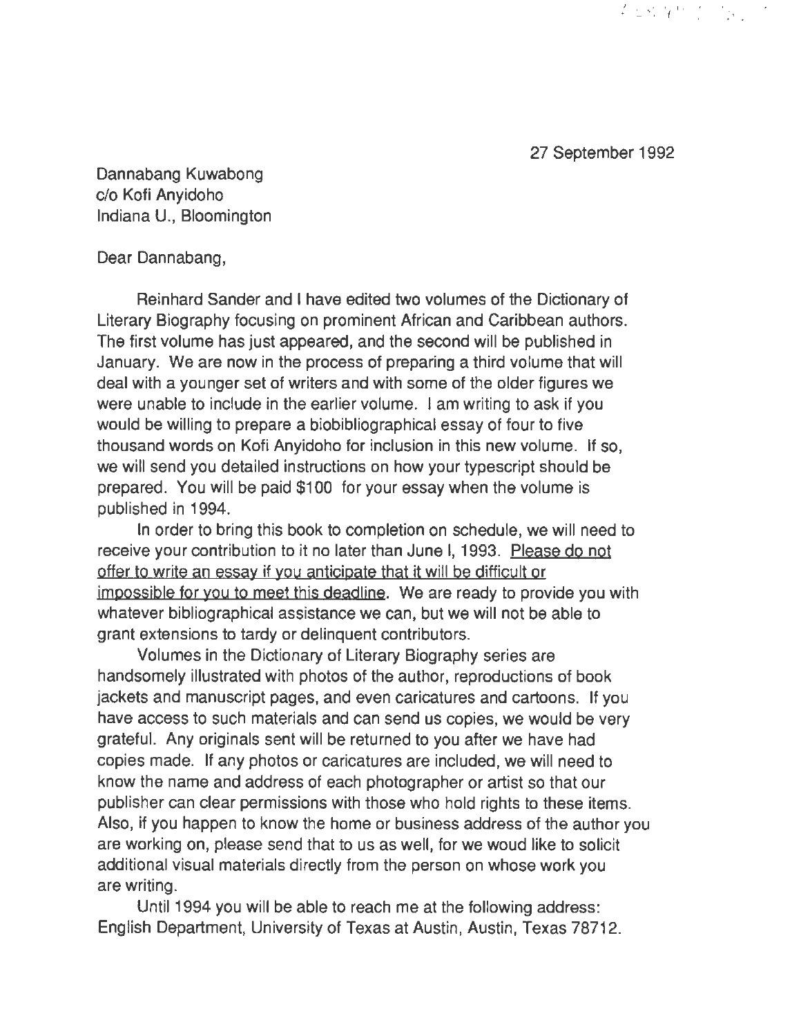27 September 1992

Dannabang Kuwabong
c/o Kofi Anyidoho
Indiana U., Bloomington

Dear Dannabang,

Reinhard Sander and I have edited two volumes of the Dictionary of Literary Biography focusing on prominent African and Caribbean authors. The first volume has just appeared, and the second will be published in January. We are now in the process of preparing a third volume that will deal with a younger set of writers and with some of the older figures we were unable to include in the earlier volume. I am writing to ask if you would be willing to prepare a biobibliographical essay of four to five thousand words on Kofi Anyidoho for inclusion in this new volume. If so, we will send you detailed instructions on how your typescript should be prepared. You will be paid $100 for your essay when the volume is published in 1994.

In order to bring this book to completion on schedule, we will need to receive your contribution to it no later than June l, 1993. <u>Please do not offer to write an essay if you anticipate that it will be difficult or impossible for you to meet this deadline</u>. We are ready to provide you with whatever bibliographical assistance we can, but we will not be able to grant extensions to tardy or delinquent contributors.

Volumes in the Dictionary of Literary Biography series are handsomely illustrated with photos of the author, reproductions of book jackets and manuscript pages, and even caricatures and cartoons. If you have access to such materials and can send us copies, we would be very grateful. Any originals sent will be returned to you after we have had copies made. If any photos or caricatures are included, we will need to know the name and address of each photographer or artist so that our publisher can clear permissions with those who hold rights to these items. Also, if you happen to know the home or business address of the author you are working on, please send that to us as well, for we woud like to solicit additional visual materials directly from the person on whose work you are writing.

Until 1994 you will be able to reach me at the following address: English Department, University of Texas at Austin, Austin, Texas 78712.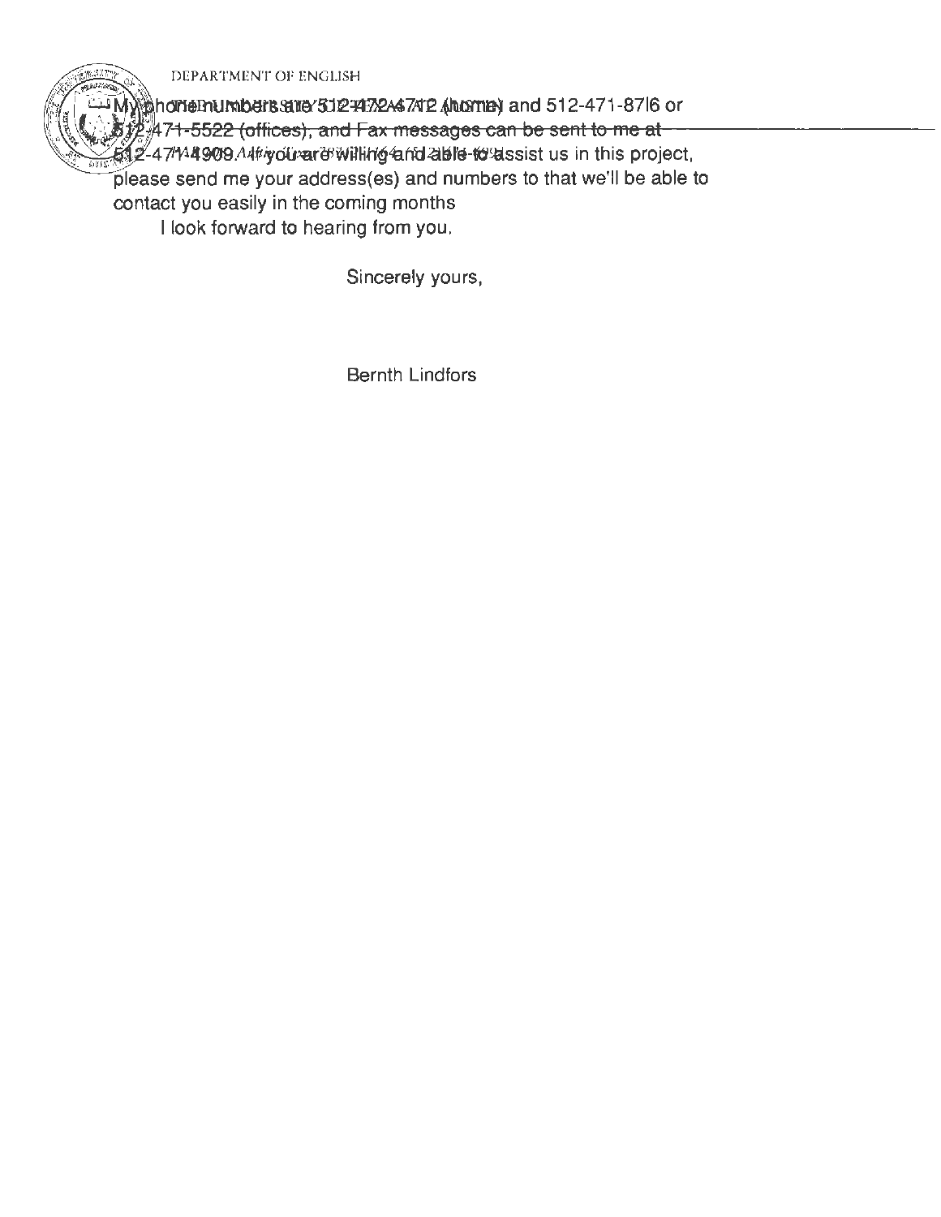DEPARTMENT OF ENGLISH

My phone numbers are 512-472-4712 (home) and 512-471-8716 or 512-471-5522 (offices), and Fax messages can be sent to me at 512-471-4909. If you are willing and able to assist us in this project, please send me your address(es) and numbers to that we'll be able to contact you easily in the coming months

I look forward to hearing from you.

Sincerely yours,

Bernth Lindfors